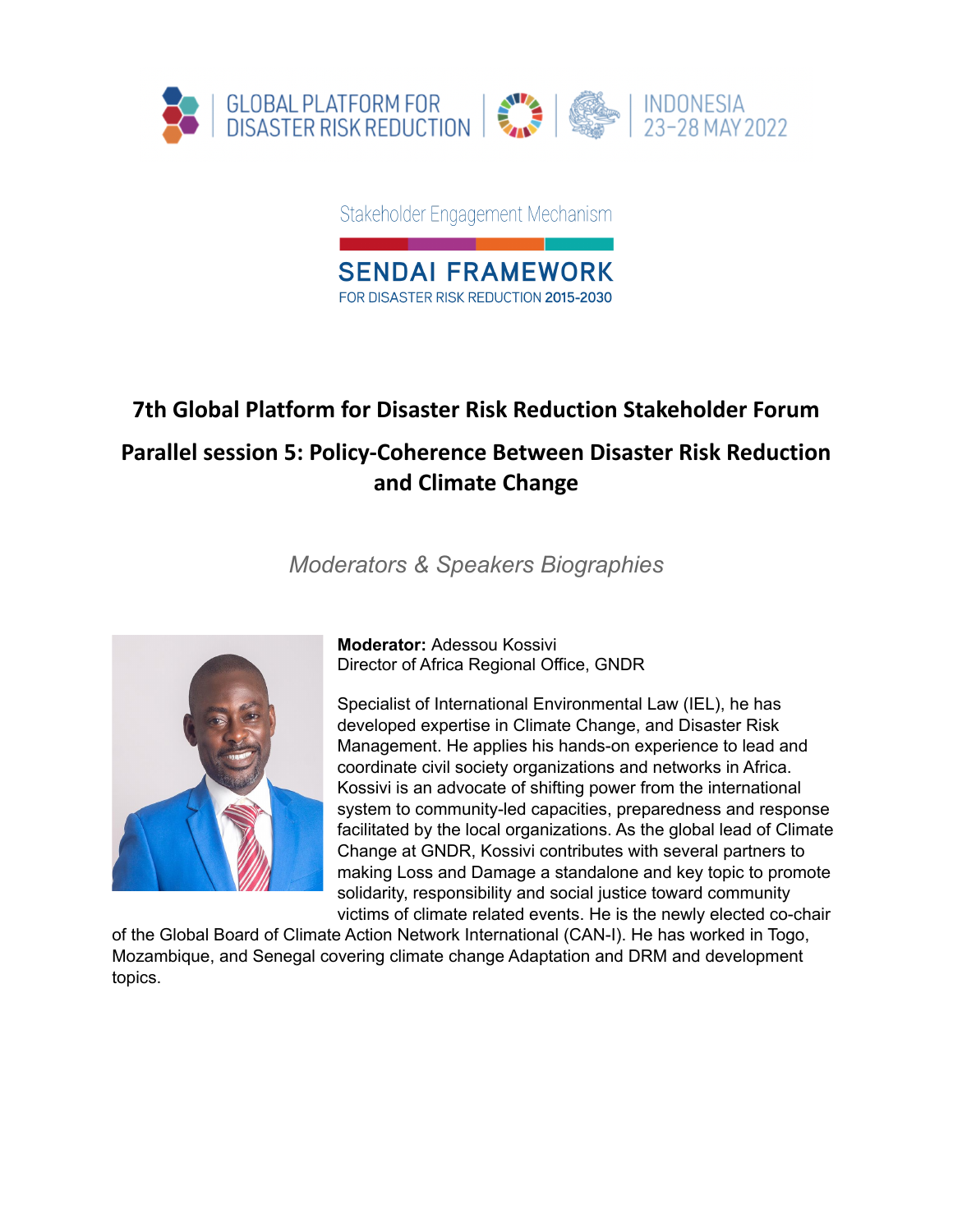GLOBAL PLATFORM FOR DISASTER RISK REDUCTION | INDONESIA 23-28 MAY 2022

Stakeholder Engagement Mechanism

SENDAI FRAMEWORK FOR DISASTER RISK REDUCTION 2015-2030

# 7th Global Platform for Disaster Risk Reduction Stakeholder Forum

## Parallel session 5: Policy-Coherence Between Disaster Risk Reduction and Climate Change

*Moderators & Speakers Biographies*

**Moderator:** Adessou Kossivi
Director of Africa Regional Office, GNDR

Specialist of International Environmental Law (IEL), he has developed expertise in Climate Change, and Disaster Risk Management. He applies his hands-on experience to lead and coordinate civil society organizations and networks in Africa. Kossivi is an advocate of shifting power from the international system to community-led capacities, preparedness and response facilitated by the local organizations. As the global lead of Climate Change at GNDR, Kossivi contributes with several partners to making Loss and Damage a standalone and key topic to promote solidarity, responsibility and social justice toward community victims of climate related events. He is the newly elected co-chair of the Global Board of Climate Action Network International (CAN-I). He has worked in Togo, Mozambique, and Senegal covering climate change Adaptation and DRM and development topics.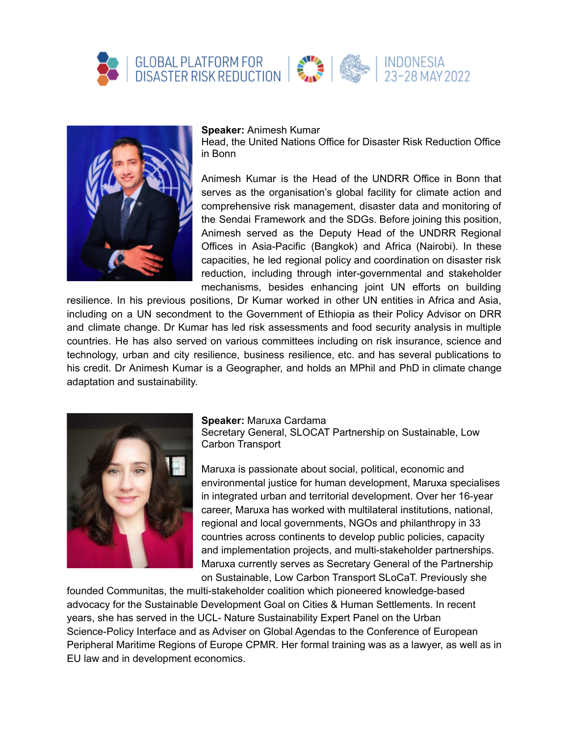**Speaker:** Animesh Kumar
Head, the United Nations Office for Disaster Risk Reduction Office in Bonn

Animesh Kumar is the Head of the UNDRR Office in Bonn that serves as the organisation's global facility for climate action and comprehensive risk management, disaster data and monitoring of the Sendai Framework and the SDGs. Before joining this position, Animesh served as the Deputy Head of the UNDRR Regional Offices in Asia-Pacific (Bangkok) and Africa (Nairobi). In these capacities, he led regional policy and coordination on disaster risk reduction, including through inter-governmental and stakeholder mechanisms, besides enhancing joint UN efforts on building resilience. In his previous positions, Dr Kumar worked in other UN entities in Africa and Asia, including on a UN secondment to the Government of Ethiopia as their Policy Advisor on DRR and climate change. Dr Kumar has led risk assessments and food security analysis in multiple countries. He has also served on various committees including on risk insurance, science and technology, urban and city resilience, business resilience, etc. and has several publications to his credit. Dr Animesh Kumar is a Geographer, and holds an MPhil and PhD in climate change adaptation and sustainability.

**Speaker:** Maruxa Cardama
Secretary General, SLOCAT Partnership on Sustainable, Low Carbon Transport

Maruxa is passionate about social, political, economic and environmental justice for human development, Maruxa specialises in integrated urban and territorial development. Over her 16-year career, Maruxa has worked with multilateral institutions, national, regional and local governments, NGOs and philanthropy in 33 countries across continents to develop public policies, capacity and implementation projects, and multi-stakeholder partnerships. Maruxa currently serves as Secretary General of the Partnership on Sustainable, Low Carbon Transport SLoCaT. Previously she founded Communitas, the multi-stakeholder coalition which pioneered knowledge-based advocacy for the Sustainable Development Goal on Cities & Human Settlements. In recent years, she has served in the UCL- Nature Sustainability Expert Panel on the Urban Science-Policy Interface and as Adviser on Global Agendas to the Conference of European Peripheral Maritime Regions of Europe CPMR. Her formal training was as a lawyer, as well as in EU law and in development economics.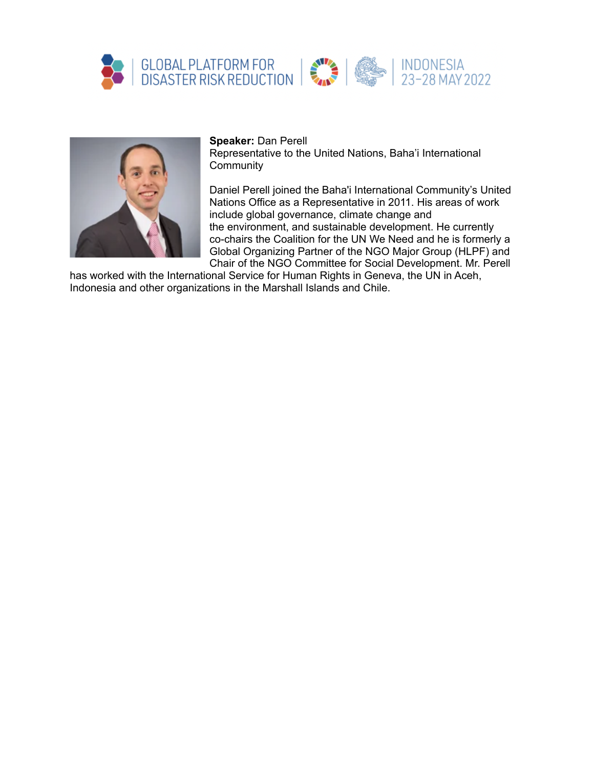**Speaker:** Dan Perell
Representative to the United Nations, Baha'i International Community

Daniel Perell joined the Baha'i International Community's United Nations Office as a Representative in 2011. His areas of work include global governance, climate change and the environment, and sustainable development. He currently co-chairs the Coalition for the UN We Need and he is formerly a Global Organizing Partner of the NGO Major Group (HLPF) and Chair of the NGO Committee for Social Development. Mr. Perell has worked with the International Service for Human Rights in Geneva, the UN in Aceh, Indonesia and other organizations in the Marshall Islands and Chile.